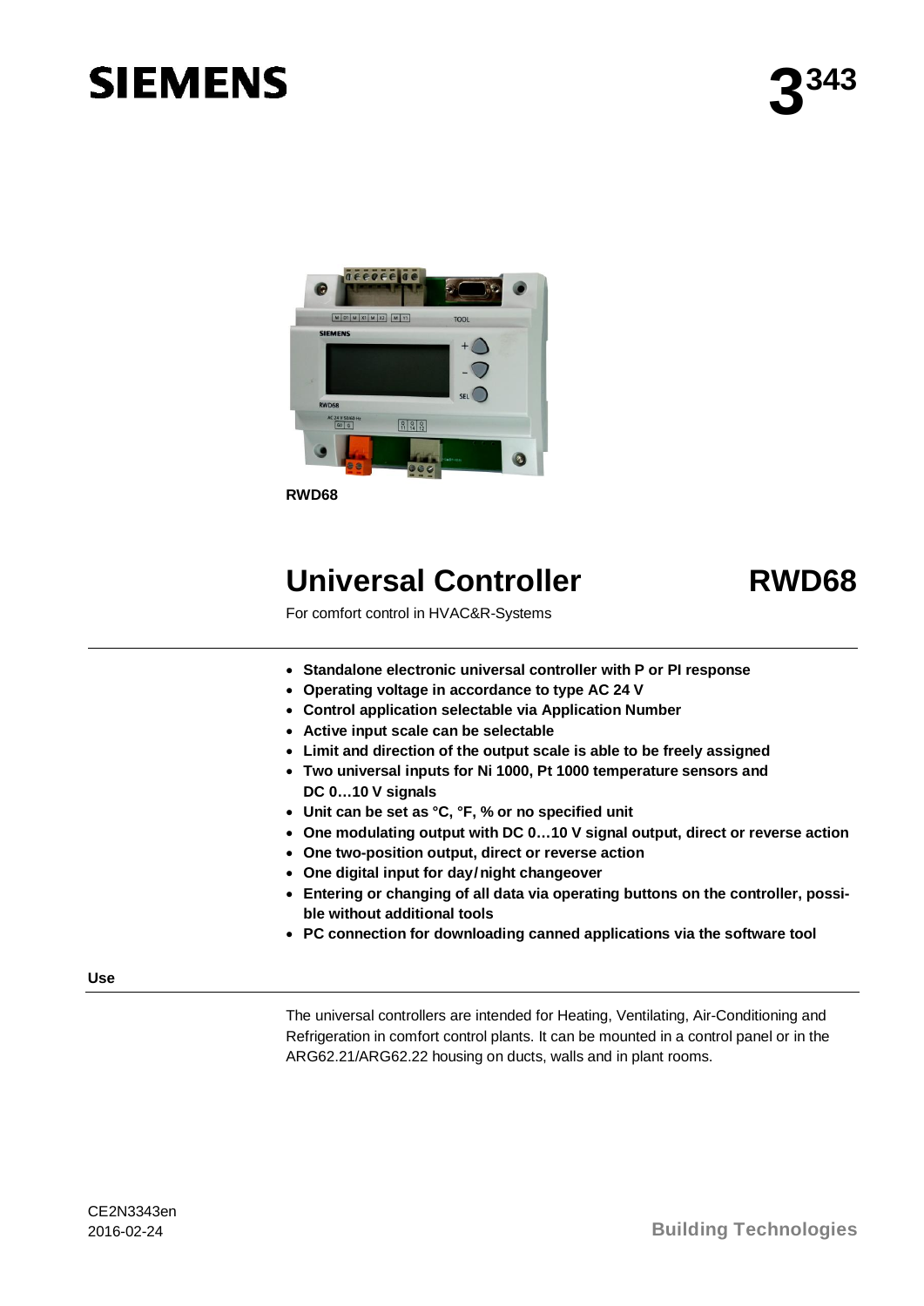**SIEMENS**

**3343**

RWD68

# Universal Controller RWD68

For comfort control in HVAC&R-Systems

- **Standalone electronic universal controller with P or PI response**
- **Operating voltage in accordance to type AC 24 V**
- **Control application selectable via Application Number**
- **Active input scale can be selectable**
- **Limit and direction of the output scale is able to be freely assigned**
- **Two universal inputs for Ni 1000, Pt 1000 temperature sensors and DC 0…10 V signals**
- **Unit can be set as °C, °F, % or no specified unit**
- **One modulating output with DC 0…10 V signal output, direct or reverse action**
- **One two-position output, direct or reverse action**
- **One digital input for day/night changeover**
- **Entering or changing of all data via operating buttons on the controller, possible without additional tools**
- **PC connection for downloading canned applications via the software tool**

## Use

The universal controllers are intended for Heating, Ventilating, Air-Conditioning and Refrigeration in comfort control plants. It can be mounted in a control panel or in the ARG62.21/ARG62.22 housing on ducts, walls and in plant rooms.

CE2N3343en
2016-02-24

Building Technologies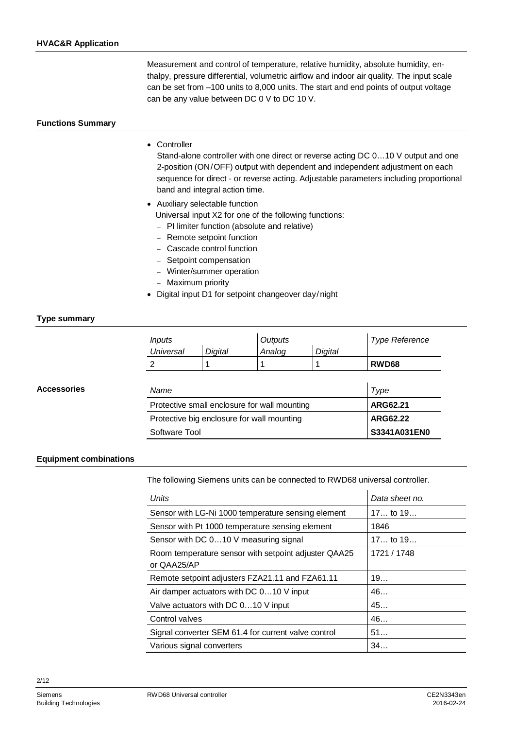## HVAC&R Application

Measurement and control of temperature, relative humidity, absolute humidity, enthalpy, pressure differential, volumetric airflow and indoor air quality. The input scale can be set from –100 units to 8,000 units. The start and end points of output voltage can be any value between DC 0 V to DC 10 V.

## Functions Summary

- Controller
  Stand-alone controller with one direct or reverse acting DC 0…10 V output and one 2-position (ON / OFF) output with dependent and independent adjustment on each sequence for direct - or reverse acting. Adjustable parameters including proportional band and integral action time.
- Auxiliary selectable function
  Universal input X2 for one of the following functions:
  - PI limiter function (absolute and relative)
  - Remote setpoint function
  - Cascade control function
  - Setpoint compensation
  - Winter/summer operation
  - Maximum priority
- Digital input D1 for setpoint changeover day / night

## Type summary

| *Inputs* | | *Outputs* | | *Type Reference* |
|---|---|---|---|---|
| *Universal* | *Digital* | *Analog* | *Digital* | |
| 2 | 1 | 1 | 1 | **RWD68** |

## Accessories

| *Name* | *Type* |
|---|---|
| Protective small enclosure for wall mounting | **ARG62.21** |
| Protective big enclosure for wall mounting | **ARG62.22** |
| Software Tool | **S3341A031EN0** |

## Equipment combinations

The following Siemens units can be connected to RWD68 universal controller.

| *Units* | *Data sheet no.* |
|---|---|
| Sensor with LG-Ni 1000 temperature sensing element | 17… to 19… |
| Sensor with Pt 1000 temperature sensing element | 1846 |
| Sensor with DC 0…10 V measuring signal | 17… to 19… |
| Room temperature sensor with setpoint adjuster QAA25 or QAA25/AP | 1721 / 1748 |
| Remote setpoint adjusters FZA21.11 and FZA61.11 | 19… |
| Air damper actuators with DC 0…10 V input | 46… |
| Valve actuators with DC 0…10 V input | 45… |
| Control valves | 46… |
| Signal converter SEM 61.4 for current valve control | 51… |
| Various signal converters | 34… |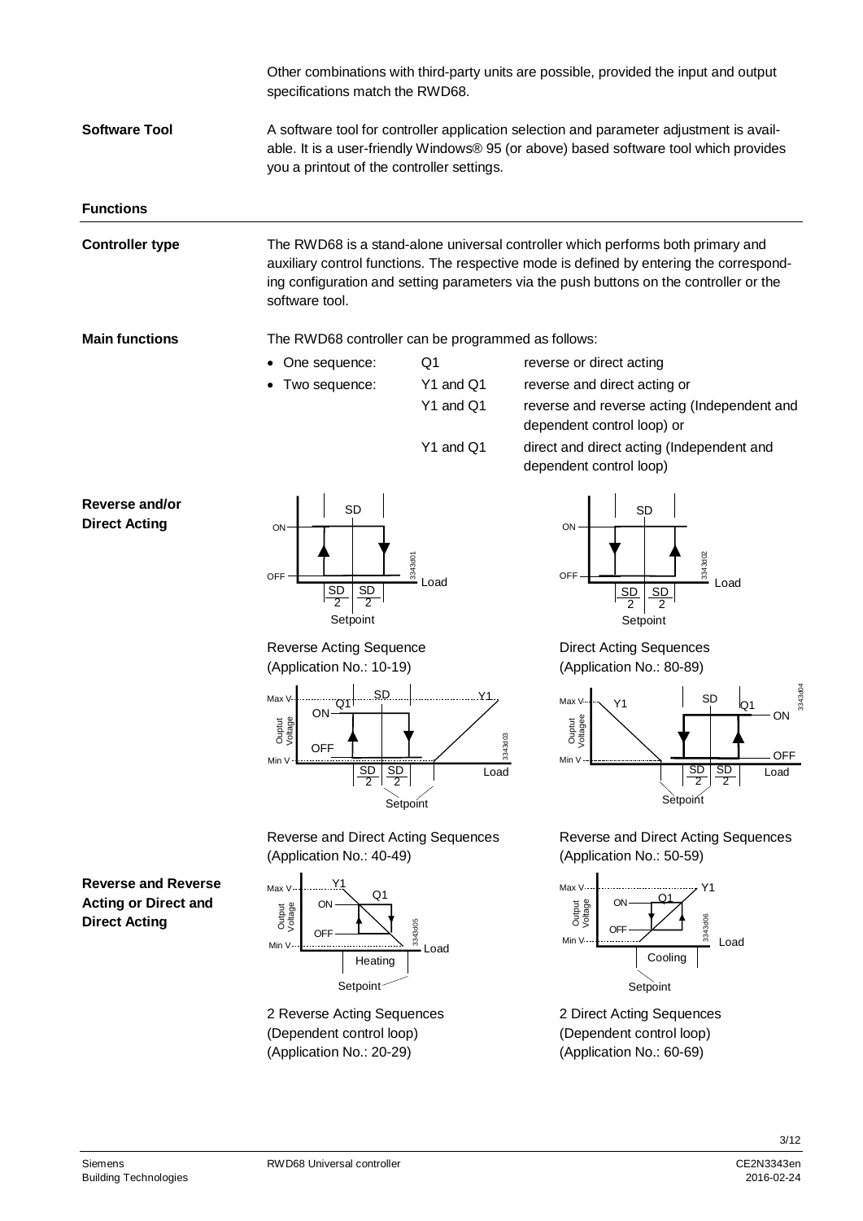Other combinations with third-party units are possible, provided the input and output specifications match the RWD68.

**Software Tool**

A software tool for controller application selection and parameter adjustment is available. It is a user-friendly Windows® 95 (or above) based software tool which provides you a printout of the controller settings.

## Functions

**Controller type**

The RWD68 is a stand-alone universal controller which performs both primary and auxiliary control functions. The respective mode is defined by entering the corresponding configuration and setting parameters via the push buttons on the controller or the software tool.

**Main functions**

The RWD68 controller can be programmed as follows:

- One sequence: Q1 — reverse or direct acting
- Two sequence: Y1 and Q1 — reverse and direct acting or
  - Y1 and Q1 — reverse and reverse acting (Independent and dependent control loop) or
  - Y1 and Q1 — direct and direct acting (Independent and dependent control loop)

**Reverse and/or Direct Acting**

Reverse Acting Sequence
(Application No.: 10-19)

Direct Acting Sequences
(Application No.: 80-89)

Reverse and Direct Acting Sequences
(Application No.: 40-49)

Reverse and Direct Acting Sequences
(Application No.: 50-59)

**Reverse and Reverse Acting or Direct and Direct Acting**

2 Reverse Acting Sequences
(Dependent control loop)
(Application No.: 20-29)

2 Direct Acting Sequences
(Dependent control loop)
(Application No.: 60-69)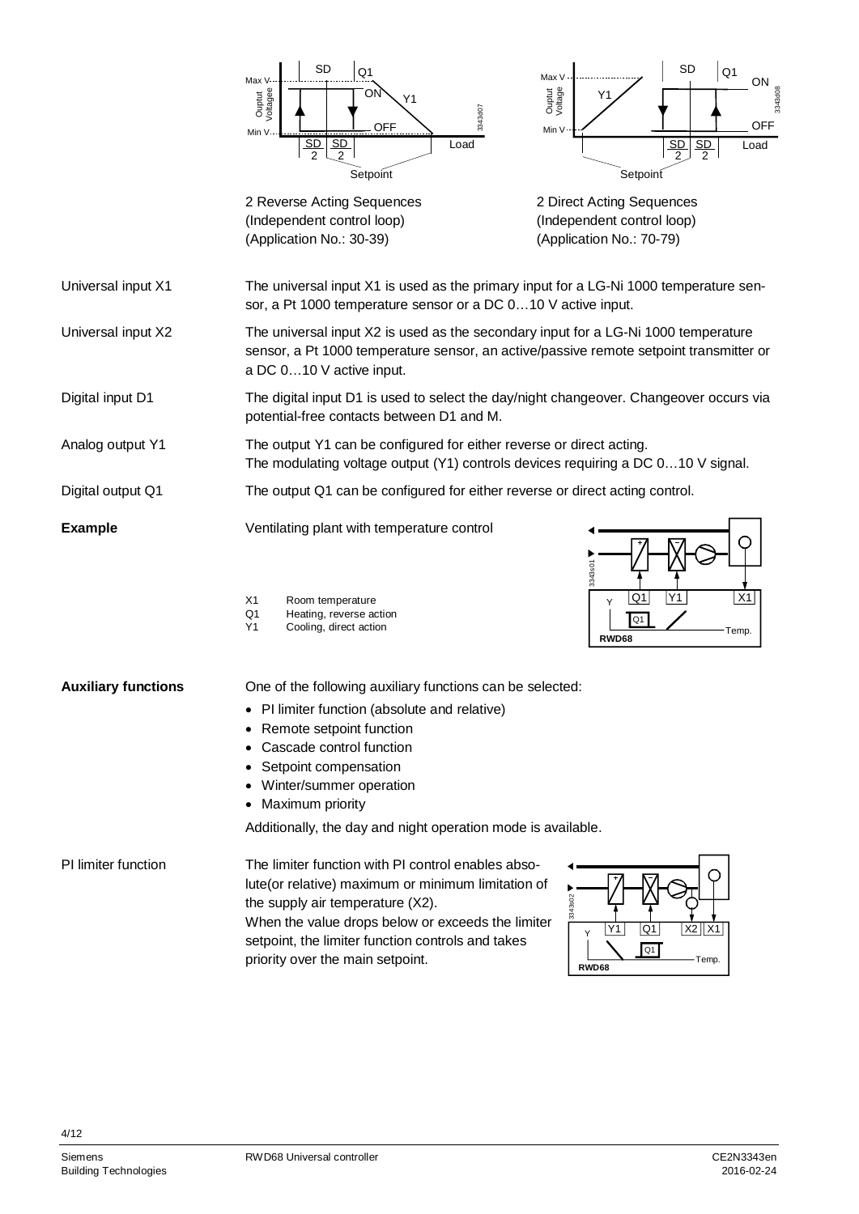2 Reverse Acting Sequences
(Independent control loop)
(Application No.: 30-39)

2 Direct Acting Sequences
(Independent control loop)
(Application No.: 70-79)

**Universal input X1**

The universal input X1 is used as the primary input for a LG-Ni 1000 temperature sensor, a Pt 1000 temperature sensor or a DC 0…10 V active input.

**Universal input X2**

The universal input X2 is used as the secondary input for a LG-Ni 1000 temperature sensor, a Pt 1000 temperature sensor, an active/passive remote setpoint transmitter or a DC 0…10 V active input.

**Digital input D1**

The digital input D1 is used to select the day/night changeover. Changeover occurs via potential-free contacts between D1 and M.

**Analog output Y1**

The output Y1 can be configured for either reverse or direct acting.
The modulating voltage output (Y1) controls devices requiring a DC 0…10 V signal.

**Digital output Q1**

The output Q1 can be configured for either reverse or direct acting control.

## Example

Ventilating plant with temperature control

- X1 Room temperature
- Q1 Heating, reverse action
- Y1 Cooling, direct action

## Auxiliary functions

One of the following auxiliary functions can be selected:

- PI limiter function (absolute and relative)
- Remote setpoint function
- Cascade control function
- Setpoint compensation
- Winter/summer operation
- Maximum priority

Additionally, the day and night operation mode is available.

**PI limiter function**

The limiter function with PI control enables absolute(or relative) maximum or minimum limitation of the supply air temperature (X2).
When the value drops below or exceeds the limiter setpoint, the limiter function controls and takes priority over the main setpoint.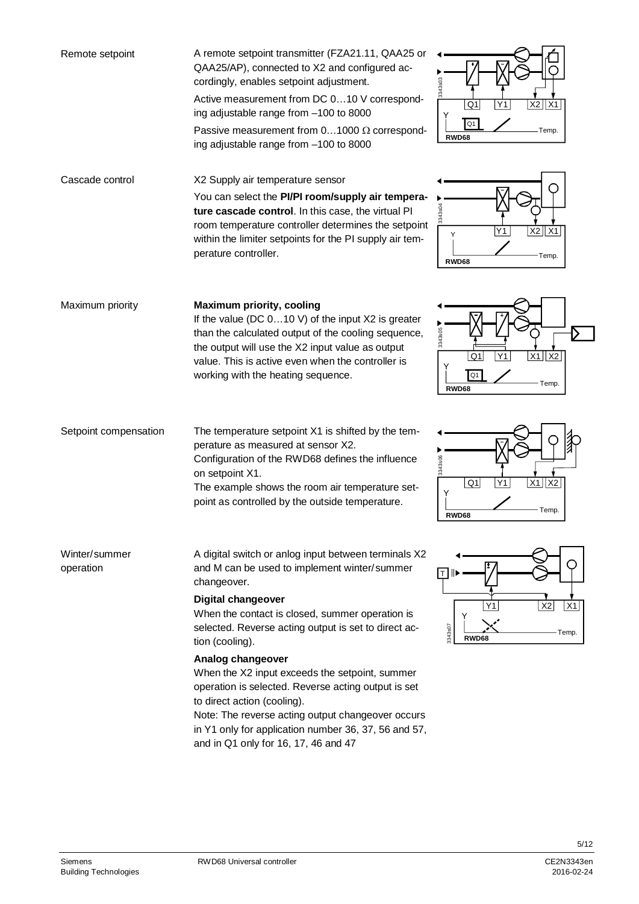**Remote setpoint**

A remote setpoint transmitter (FZA21.11, QAA25 or QAA25/AP), connected to X2 and configured accordingly, enables setpoint adjustment.

Active measurement from DC 0…10 V corresponding adjustable range from –100 to 8000

Passive measurement from 0…1000 Ω corresponding adjustable range from –100 to 8000

**Cascade control**

X2 Supply air temperature sensor

You can select the **PI/PI room/supply air temperature cascade control**. In this case, the virtual PI room temperature controller determines the setpoint within the limiter setpoints for the PI supply air temperature controller.

**Maximum priority**

**Maximum priority, cooling**

If the value (DC 0…10 V) of the input X2 is greater than the calculated output of the cooling sequence, the output will use the X2 input value as output value. This is active even when the controller is working with the heating sequence.

**Setpoint compensation**

The temperature setpoint X1 is shifted by the temperature as measured at sensor X2.
Configuration of the RWD68 defines the influence on setpoint X1.
The example shows the room air temperature setpoint as controlled by the outside temperature.

**Winter/summer operation**

A digital switch or anlog input between terminals X2 and M can be used to implement winter/summer changeover.

**Digital changeover**

When the contact is closed, summer operation is selected. Reverse acting output is set to direct action (cooling).

**Analog changeover**

When the X2 input exceeds the setpoint, summer operation is selected. Reverse acting output is set to direct action (cooling).

Note: The reverse acting output changeover occurs in Y1 only for application number 36, 37, 56 and 57, and in Q1 only for 16, 17, 46 and 47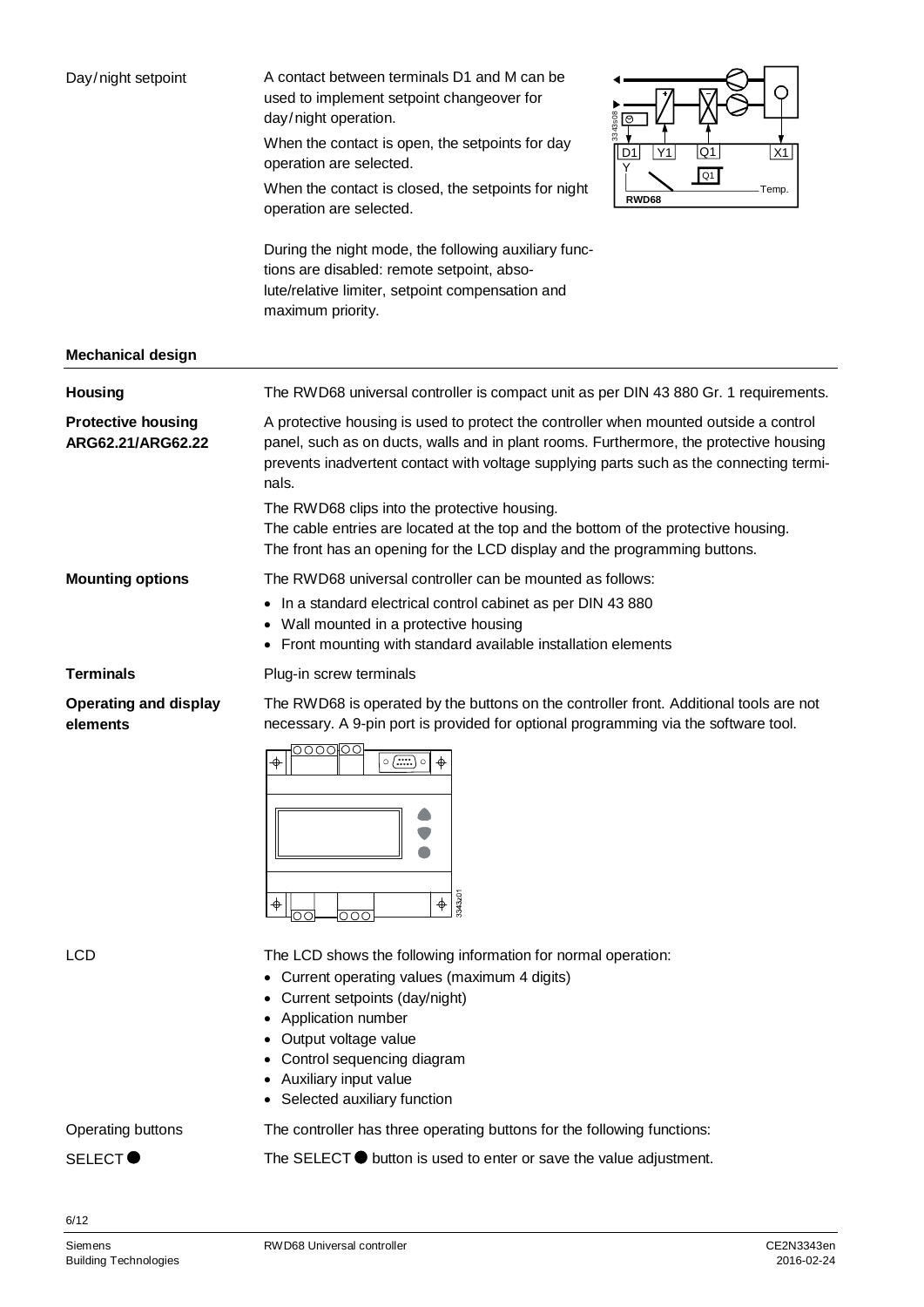Day/night setpoint

A contact between terminals D1 and M can be used to implement setpoint changeover for day/night operation.

When the contact is open, the setpoints for day operation are selected.

When the contact is closed, the setpoints for night operation are selected.

During the night mode, the following auxiliary functions are disabled: remote setpoint, absolute/relative limiter, setpoint compensation and maximum priority.

## Mechanical design

**Housing**

The RWD68 universal controller is compact unit as per DIN 43 880 Gr. 1 requirements.

**Protective housing ARG62.21/ARG62.22**

A protective housing is used to protect the controller when mounted outside a control panel, such as on ducts, walls and in plant rooms. Furthermore, the protective housing prevents inadvertent contact with voltage supplying parts such as the connecting terminals.

The RWD68 clips into the protective housing.
The cable entries are located at the top and the bottom of the protective housing.
The front has an opening for the LCD display and the programming buttons.

**Mounting options**

The RWD68 universal controller can be mounted as follows:

- In a standard electrical control cabinet as per DIN 43 880
- Wall mounted in a protective housing
- Front mounting with standard available installation elements

**Terminals**

Plug-in screw terminals

**Operating and display elements**

The RWD68 is operated by the buttons on the controller front. Additional tools are not necessary. A 9-pin port is provided for optional programming via the software tool.

LCD

The LCD shows the following information for normal operation:

- Current operating values (maximum 4 digits)
- Current setpoints (day/night)
- Application number
- Output voltage value
- Control sequencing diagram
- Auxiliary input value
- Selected auxiliary function

Operating buttons

The controller has three operating buttons for the following functions:

SELECT ●

The SELECT ● button is used to enter or save the value adjustment.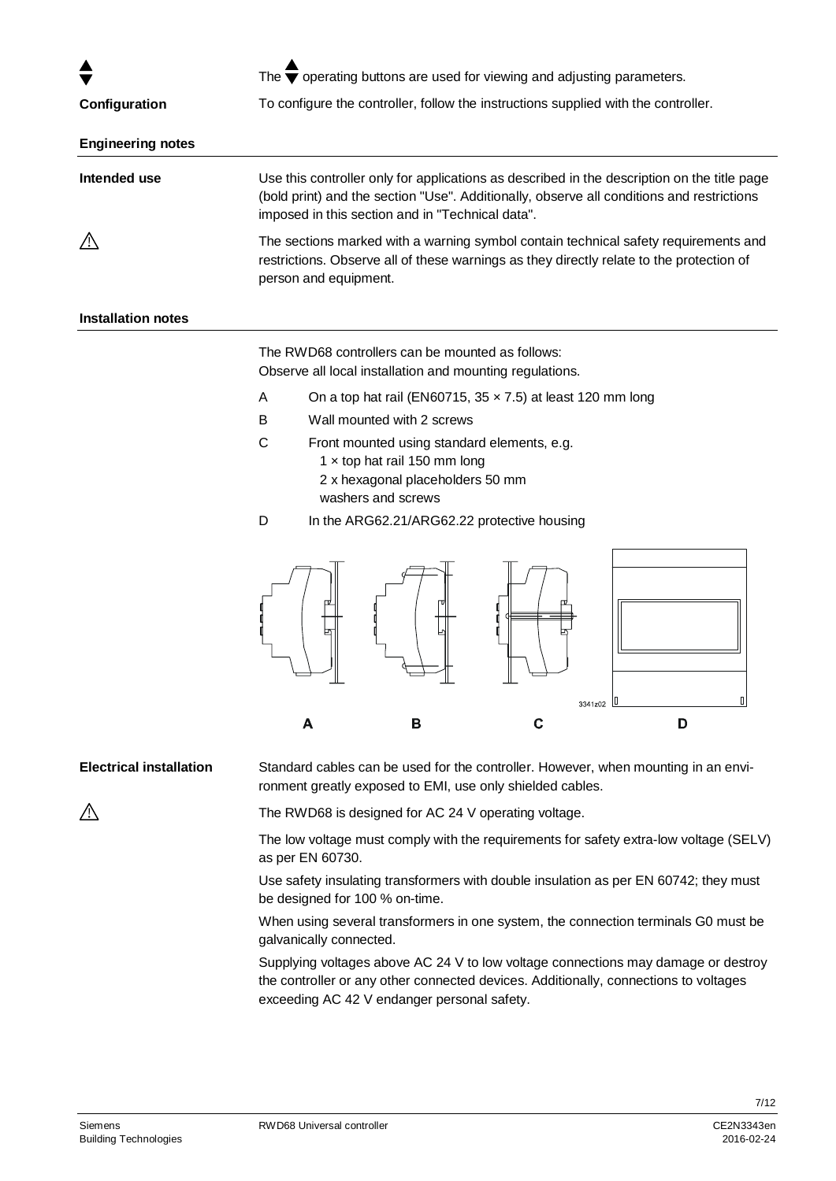▲▼ The ▲▼ operating buttons are used for viewing and adjusting parameters.

**Configuration**

To configure the controller, follow the instructions supplied with the controller.

## Engineering notes

**Intended use**

Use this controller only for applications as described in the description on the title page (bold print) and the section "Use". Additionally, observe all conditions and restrictions imposed in this section and in "Technical data".

⚠ The sections marked with a warning symbol contain technical safety requirements and restrictions. Observe all of these warnings as they directly relate to the protection of person and equipment.

## Installation notes

The RWD68 controllers can be mounted as follows:
Observe all local installation and mounting regulations.

- A On a top hat rail (EN60715, 35 × 7.5) at least 120 mm long
- B Wall mounted with 2 screws
- C Front mounted using standard elements, e.g.
  1 × top hat rail 150 mm long
  2 x hexagonal placeholders 50 mm
  washers and screws
- D In the ARG62.21/ARG62.22 protective housing

A B C D

3341z02

**Electrical installation**

Standard cables can be used for the controller. However, when mounting in an environment greatly exposed to EMI, use only shielded cables.

⚠ The RWD68 is designed for AC 24 V operating voltage.

The low voltage must comply with the requirements for safety extra-low voltage (SELV) as per EN 60730.

Use safety insulating transformers with double insulation as per EN 60742; they must be designed for 100 % on-time.

When using several transformers in one system, the connection terminals G0 must be galvanically connected.

Supplying voltages above AC 24 V to low voltage connections may damage or destroy the controller or any other connected devices. Additionally, connections to voltages exceeding AC 42 V endanger personal safety.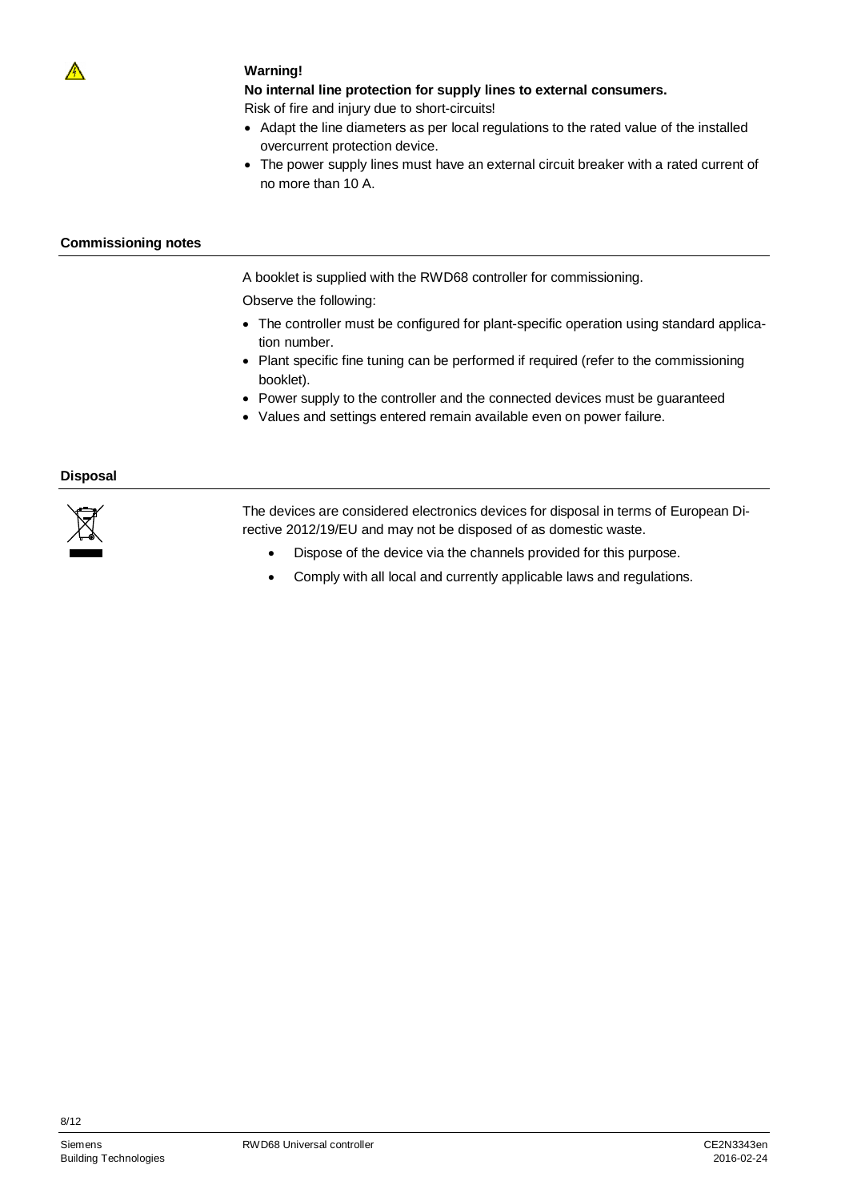**Warning!**

**No internal line protection for supply lines to external consumers.**

Risk of fire and injury due to short-circuits!

- Adapt the line diameters as per local regulations to the rated value of the installed overcurrent protection device.
- The power supply lines must have an external circuit breaker with a rated current of no more than 10 A.

## Commissioning notes

A booklet is supplied with the RWD68 controller for commissioning.

Observe the following:

- The controller must be configured for plant-specific operation using standard application number.
- Plant specific fine tuning can be performed if required (refer to the commissioning booklet).
- Power supply to the controller and the connected devices must be guaranteed
- Values and settings entered remain available even on power failure.

## Disposal

The devices are considered electronics devices for disposal in terms of European Directive 2012/19/EU and may not be disposed of as domestic waste.

- Dispose of the device via the channels provided for this purpose.
- Comply with all local and currently applicable laws and regulations.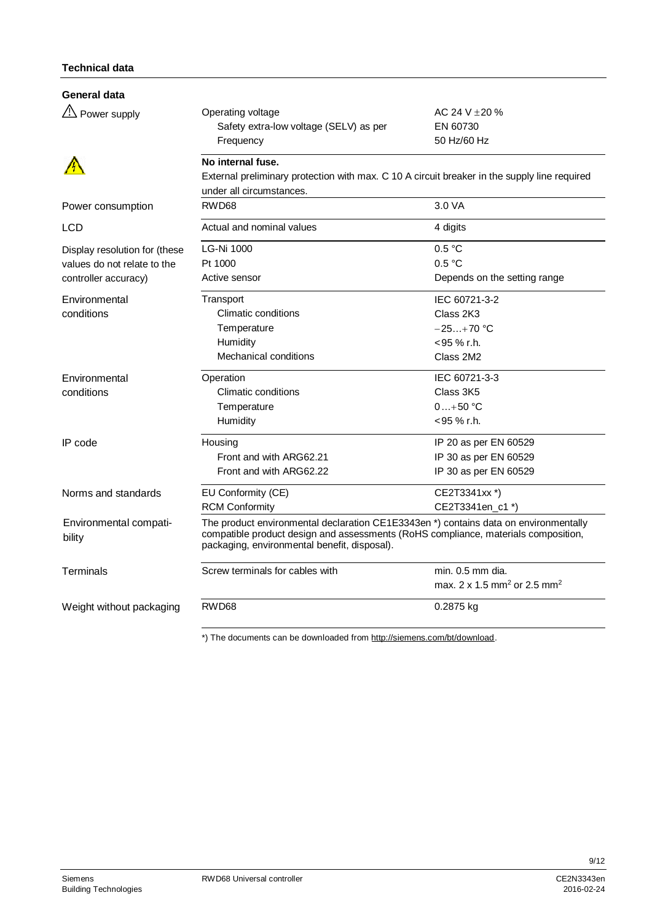## Technical data

### General data

| | | |
|---|---|---|
| ⚠ Power supply | Operating voltage | AC 24 V ±20 % |
| | Safety extra-low voltage (SELV) as per | EN 60730 |
| | Frequency | 50 Hz/60 Hz |
| ⚠ | **No internal fuse.** External preliminary protection with max. C 10 A circuit breaker in the supply line required under all circumstances. | |
| Power consumption | RWD68 | 3.0 VA |
| LCD | Actual and nominal values | 4 digits |
| Display resolution for (these values do not relate to the controller accuracy) | LG-Ni 1000 | 0.5 °C |
| | Pt 1000 | 0.5 °C |
| | Active sensor | Depends on the setting range |
| Environmental conditions | Transport | IEC 60721-3-2 |
| | Climatic conditions | Class 2K3 |
| | Temperature | −25…+70 °C |
| | Humidity | <95 % r.h. |
| | Mechanical conditions | Class 2M2 |
| Environmental conditions | Operation | IEC 60721-3-3 |
| | Climatic conditions | Class 3K5 |
| | Temperature | 0…+50 °C |
| | Humidity | <95 % r.h. |
| IP code | Housing | IP 20 as per EN 60529 |
| | Front and with ARG62.21 | IP 30 as per EN 60529 |
| | Front and with ARG62.22 | IP 30 as per EN 60529 |
| Norms and standards | EU Conformity (CE) | CE2T3341xx *) |
| | RCM Conformity | CE2T3341en_c1 *) |
| Environmental compatibility | The product environmental declaration CE1E3343en *) contains data on environmentally compatible product design and assessments (RoHS compliance, materials composition, packaging, environmental benefit, disposal). | |
| Terminals | Screw terminals for cables with | min. 0.5 mm dia. |
| | | max. 2 x 1.5 mm² or 2.5 mm² |
| Weight without packaging | RWD68 | 0.2875 kg |

*) The documents can be downloaded from http://siemens.com/bt/download.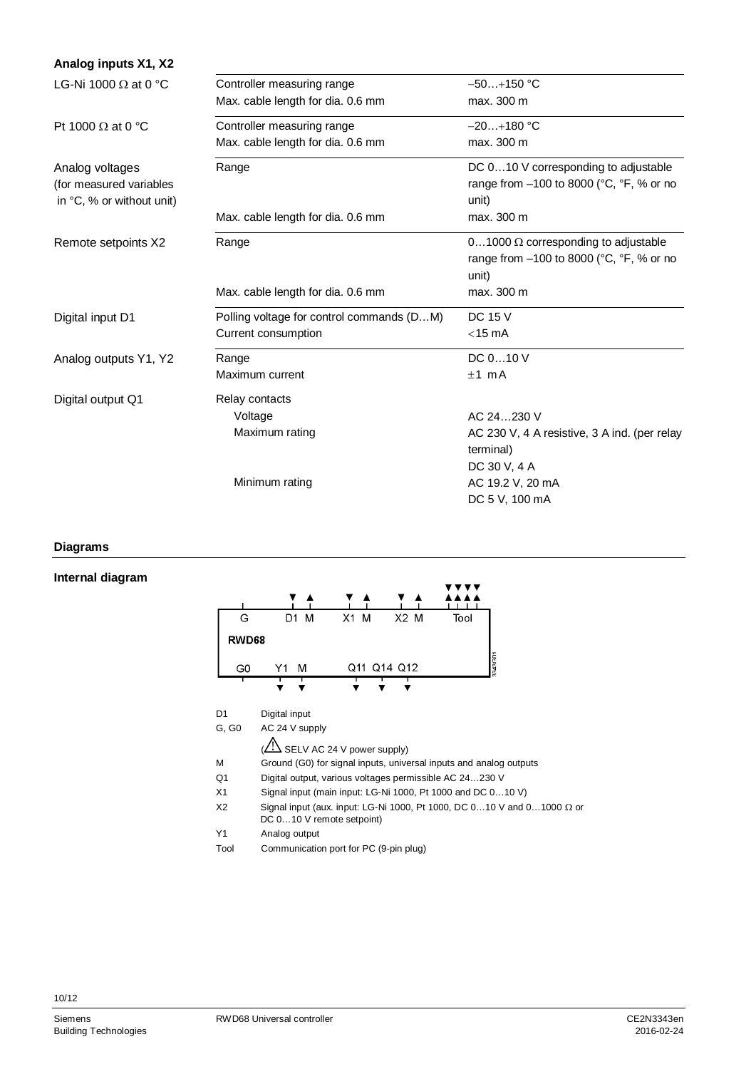## Analog inputs X1, X2

| | | |
|---|---|---|
| LG-Ni 1000 Ω at 0 °C | Controller measuring range | −50…+150 °C |
| | Max. cable length for dia. 0.6 mm | max. 300 m |
| Pt 1000 Ω at 0 °C | Controller measuring range | −20…+180 °C |
| | Max. cable length for dia. 0.6 mm | max. 300 m |
| Analog voltages (for measured variables in °C, % or without unit) | Range | DC 0…10 V corresponding to adjustable range from –100 to 8000 (°C, °F, % or no unit) |
| | Max. cable length for dia. 0.6 mm | max. 300 m |
| Remote setpoints X2 | Range | 0…1000 Ω corresponding to adjustable range from –100 to 8000 (°C, °F, % or no unit) |
| | Max. cable length for dia. 0.6 mm | max. 300 m |
| Digital input D1 | Polling voltage for control commands (D…M) | DC 15 V |
| | Current consumption | <15 mA |
| Analog outputs Y1, Y2 | Range | DC 0…10 V |
| | Maximum current | ±1 mA |
| Digital output Q1 | Relay contacts | |
| | Voltage | AC 24…230 V |
| | Maximum rating | AC 230 V, 4 A resistive, 3 A ind. (per relay terminal) DC 30 V, 4 A |
| | Minimum rating | AC 19.2 V, 20 mA DC 5 V, 100 mA |

## Diagrams

### Internal diagram

G | D1 M | X1 M | X2 M | Tool

RWD68

G0 | Y1 M | Q11 Q14 Q12

| | |
|---|---|
| D1 | Digital input |
| G, G0 | AC 24 V supply (⚠ SELV AC 24 V power supply) |
| M | Ground (G0) for signal inputs, universal inputs and analog outputs |
| Q1 | Digital output, various voltages permissible AC 24…230 V |
| X1 | Signal input (main input: LG-Ni 1000, Pt 1000 and DC 0…10 V) |
| X2 | Signal input (aux. input: LG-Ni 1000, Pt 1000, DC 0…10 V and 0…1000 Ω or DC 0…10 V remote setpoint) |
| Y1 | Analog output |
| Tool | Communication port for PC (9-pin plug) |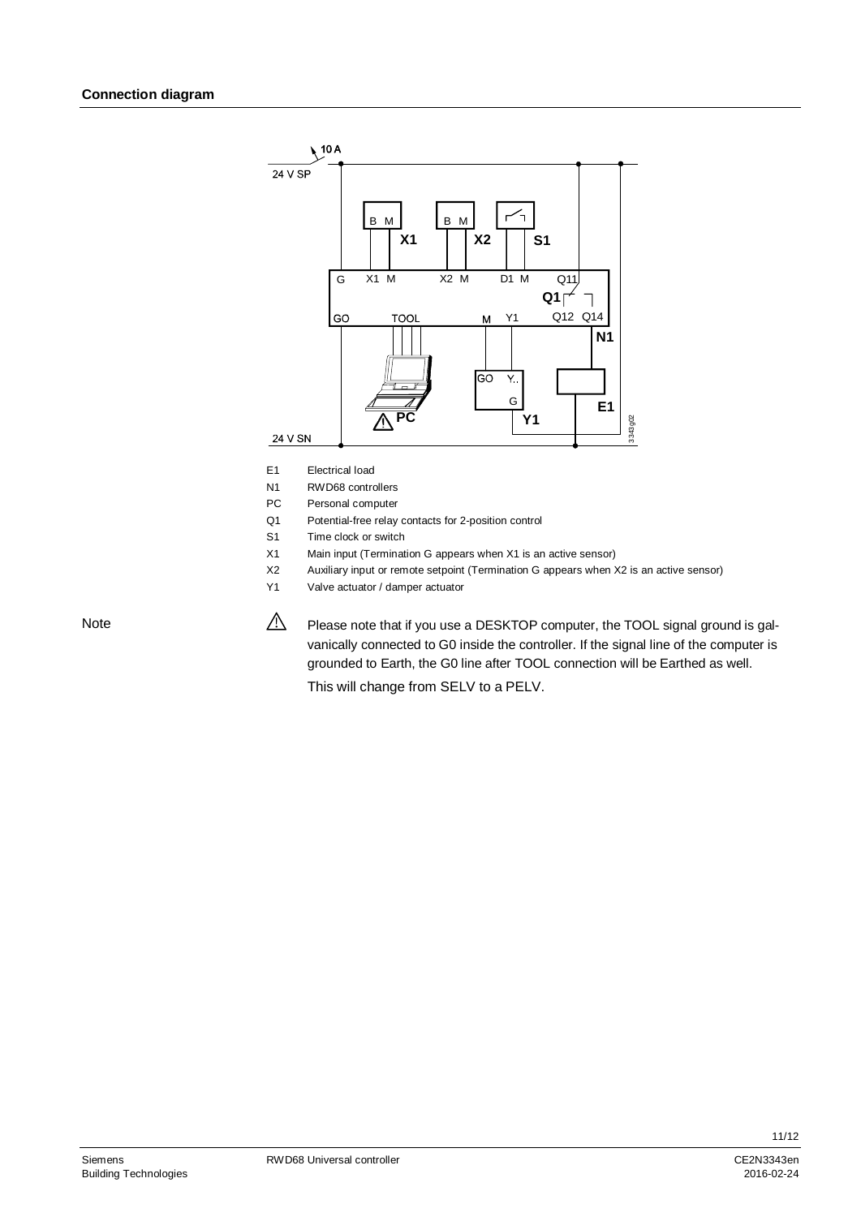## Connection diagram

- E1 Electrical load
- N1 RWD68 controllers
- PC Personal computer
- Q1 Potential-free relay contacts for 2-position control
- S1 Time clock or switch
- X1 Main input (Termination G appears when X1 is an active sensor)
- X2 Auxiliary input or remote setpoint (Termination G appears when X2 is an active sensor)
- Y1 Valve actuator / damper actuator

**Note**

⚠ Please note that if you use a DESKTOP computer, the TOOL signal ground is galvanically connected to G0 inside the controller. If the signal line of the computer is grounded to Earth, the G0 line after TOOL connection will be Earthed as well.

This will change from SELV to a PELV.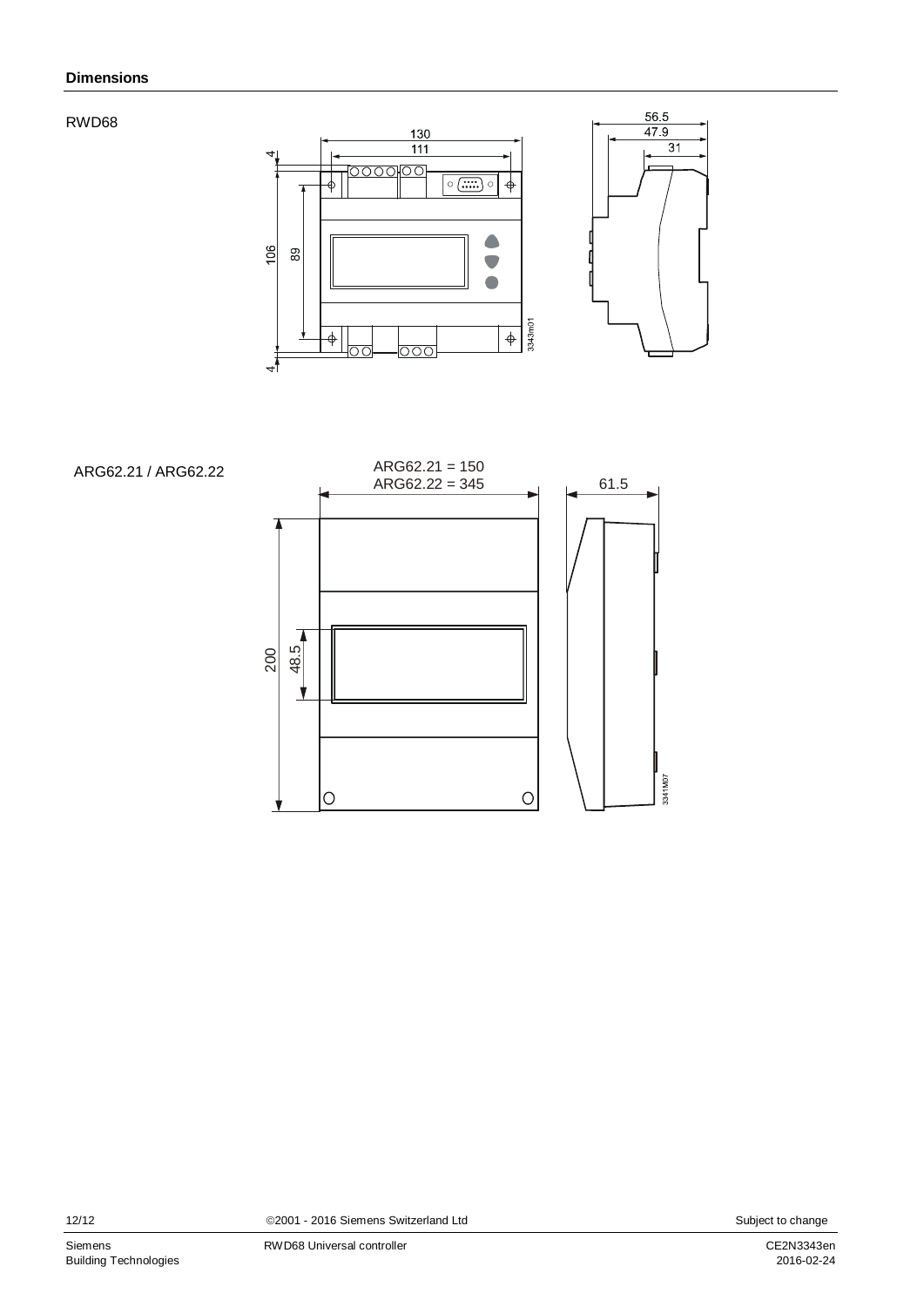## Dimensions

RWD68

130
111
4
106
89
4
3343m01
56.5
47.9
31

ARG62.21 / ARG62.22

ARG62.21 = 150
ARG62.22 = 345
61.5
200
48.5
3341M07